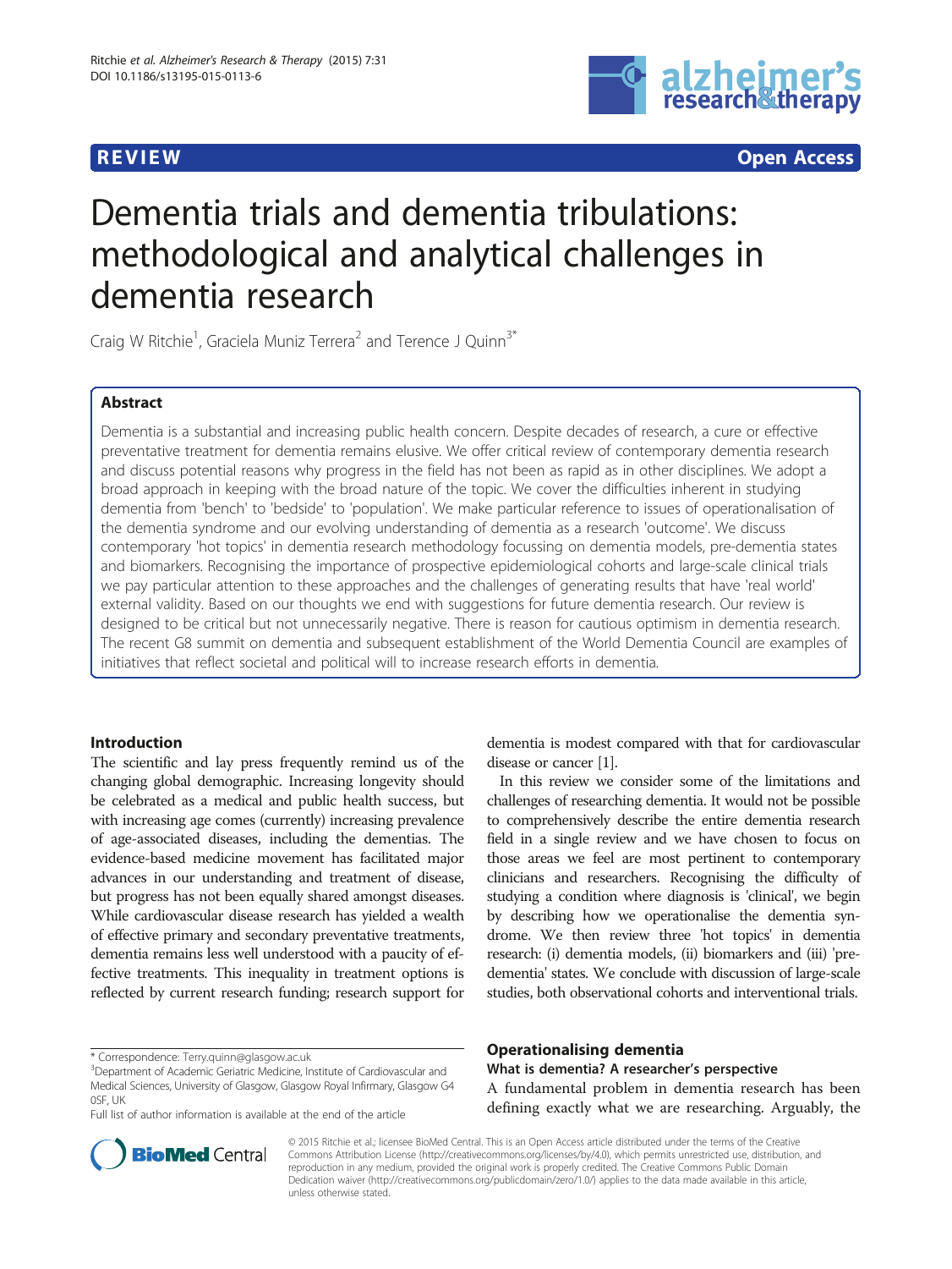REVIEW Open Access

# Dementia trials and dementia tribulations: methodological and analytical challenges in dementia research

Craig W Ritchie[1], Graciela Muniz Terrera[2] and Terence J Quinn[3*]

## Abstract

Dementia is a substantial and increasing public health concern. Despite decades of research, a cure or effective preventative treatment for dementia remains elusive. We offer critical review of contemporary dementia research and discuss potential reasons why progress in the field has not been as rapid as in other disciplines. We adopt a broad approach in keeping with the broad nature of the topic. We cover the difficulties inherent in studying dementia from 'bench' to 'bedside' to 'population'. We make particular reference to issues of operationalisation of the dementia syndrome and our evolving understanding of dementia as a research 'outcome'. We discuss contemporary 'hot topics' in dementia research methodology focussing on dementia models, pre-dementia states and biomarkers. Recognising the importance of prospective epidemiological cohorts and large-scale clinical trials we pay particular attention to these approaches and the challenges of generating results that have 'real world' external validity. Based on our thoughts we end with suggestions for future dementia research. Our review is designed to be critical but not unnecessarily negative. There is reason for cautious optimism in dementia research. The recent G8 summit on dementia and subsequent establishment of the World Dementia Council are examples of initiatives that reflect societal and political will to increase research efforts in dementia.

## Introduction

The scientific and lay press frequently remind us of the changing global demographic. Increasing longevity should be celebrated as a medical and public health success, but with increasing age comes (currently) increasing prevalence of age-associated diseases, including the dementias. The evidence-based medicine movement has facilitated major advances in our understanding and treatment of disease, but progress has not been equally shared amongst diseases. While cardiovascular disease research has yielded a wealth of effective primary and secondary preventative treatments, dementia remains less well understood with a paucity of effective treatments. This inequality in treatment options is reflected by current research funding; research support for dementia is modest compared with that for cardiovascular disease or cancer [1].

In this review we consider some of the limitations and challenges of researching dementia. It would not be possible to comprehensively describe the entire dementia research field in a single review and we have chosen to focus on those areas we feel are most pertinent to contemporary clinicians and researchers. Recognising the difficulty of studying a condition where diagnosis is 'clinical', we begin by describing how we operationalise the dementia syndrome. We then review three 'hot topics' in dementia research: (i) dementia models, (ii) biomarkers and (iii) 'pre-dementia' states. We conclude with discussion of large-scale studies, both observational cohorts and interventional trials.

## Operationalising dementia

### What is dementia? A researcher's perspective

A fundamental problem in dementia research has been defining exactly what we are researching. Arguably, the

\* Correspondence: Terry.quinn@glasgow.ac.uk

[3]Department of Academic Geriatric Medicine, Institute of Cardiovascular and Medical Sciences, University of Glasgow, Glasgow Royal Infirmary, Glasgow G4 0SF, UK

Full list of author information is available at the end of the article

© 2015 Ritchie et al.; licensee BioMed Central. This is an Open Access article distributed under the terms of the Creative Commons Attribution License (http://creativecommons.org/licenses/by/4.0), which permits unrestricted use, distribution, and reproduction in any medium, provided the original work is properly credited. The Creative Commons Public Domain Dedication waiver (http://creativecommons.org/publicdomain/zero/1.0/) applies to the data made available in this article, unless otherwise stated.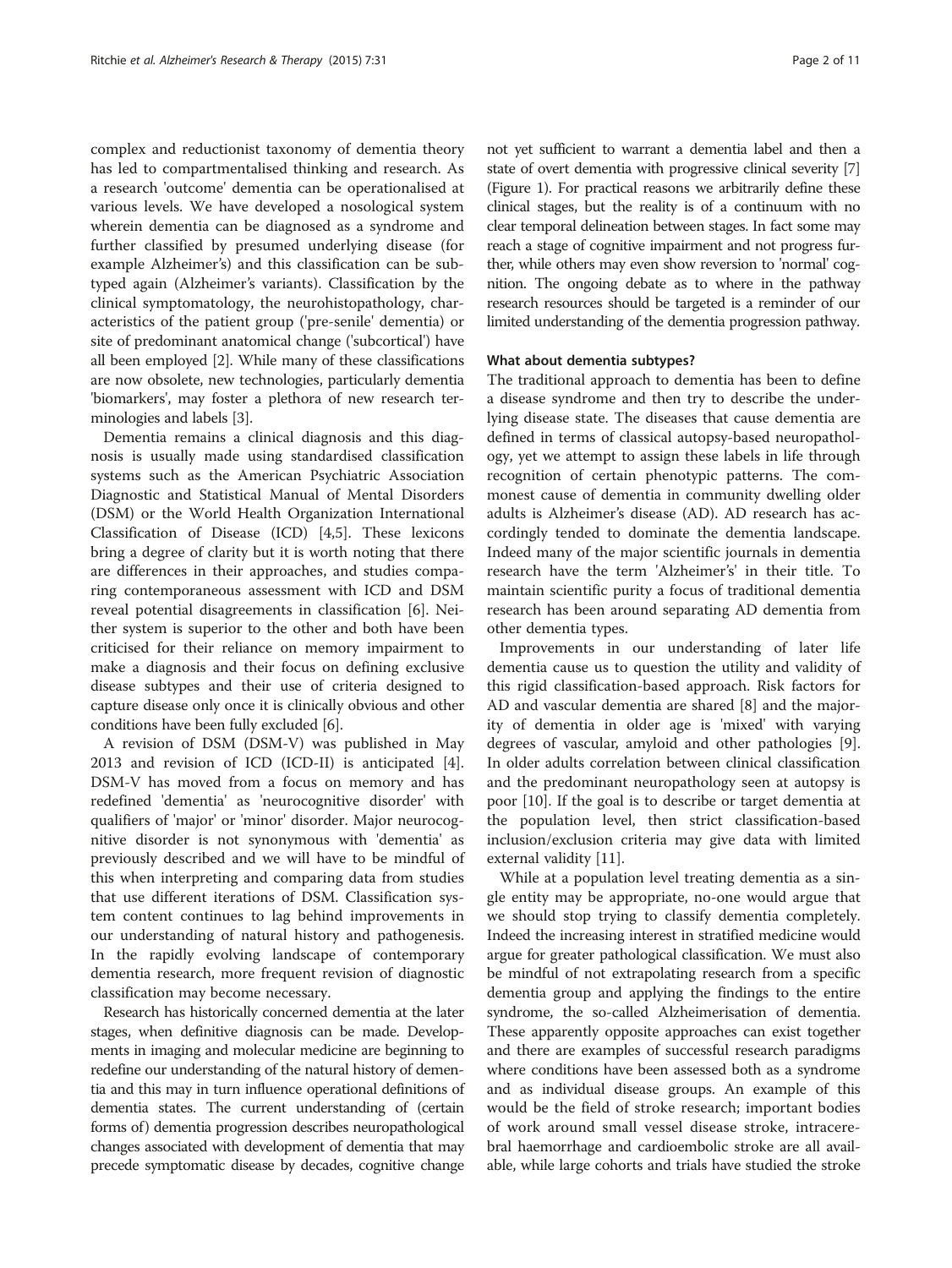complex and reductionist taxonomy of dementia theory has led to compartmentalised thinking and research. As a research 'outcome' dementia can be operationalised at various levels. We have developed a nosological system wherein dementia can be diagnosed as a syndrome and further classified by presumed underlying disease (for example Alzheimer's) and this classification can be subtyped again (Alzheimer's variants). Classification by the clinical symptomatology, the neurohistopathology, characteristics of the patient group ('pre-senile' dementia) or site of predominant anatomical change ('subcortical') have all been employed [2]. While many of these classifications are now obsolete, new technologies, particularly dementia 'biomarkers', may foster a plethora of new research terminologies and labels [3].

Dementia remains a clinical diagnosis and this diagnosis is usually made using standardised classification systems such as the American Psychiatric Association Diagnostic and Statistical Manual of Mental Disorders (DSM) or the World Health Organization International Classification of Disease (ICD) [4,5]. These lexicons bring a degree of clarity but it is worth noting that there are differences in their approaches, and studies comparing contemporaneous assessment with ICD and DSM reveal potential disagreements in classification [6]. Neither system is superior to the other and both have been criticised for their reliance on memory impairment to make a diagnosis and their focus on defining exclusive disease subtypes and their use of criteria designed to capture disease only once it is clinically obvious and other conditions have been fully excluded [6].

A revision of DSM (DSM-V) was published in May 2013 and revision of ICD (ICD-II) is anticipated [4]. DSM-V has moved from a focus on memory and has redefined 'dementia' as 'neurocognitive disorder' with qualifiers of 'major' or 'minor' disorder. Major neurocognitive disorder is not synonymous with 'dementia' as previously described and we will have to be mindful of this when interpreting and comparing data from studies that use different iterations of DSM. Classification system content continues to lag behind improvements in our understanding of natural history and pathogenesis. In the rapidly evolving landscape of contemporary dementia research, more frequent revision of diagnostic classification may become necessary.

Research has historically concerned dementia at the later stages, when definitive diagnosis can be made. Developments in imaging and molecular medicine are beginning to redefine our understanding of the natural history of dementia and this may in turn influence operational definitions of dementia states. The current understanding of (certain forms of) dementia progression describes neuropathological changes associated with development of dementia that may precede symptomatic disease by decades, cognitive change not yet sufficient to warrant a dementia label and then a state of overt dementia with progressive clinical severity [7] (Figure 1). For practical reasons we arbitrarily define these clinical stages, but the reality is of a continuum with no clear temporal delineation between stages. In fact some may reach a stage of cognitive impairment and not progress further, while others may even show reversion to 'normal' cognition. The ongoing debate as to where in the pathway research resources should be targeted is a reminder of our limited understanding of the dementia progression pathway.

### What about dementia subtypes?

The traditional approach to dementia has been to define a disease syndrome and then try to describe the underlying disease state. The diseases that cause dementia are defined in terms of classical autopsy-based neuropathology, yet we attempt to assign these labels in life through recognition of certain phenotypic patterns. The commonest cause of dementia in community dwelling older adults is Alzheimer's disease (AD). AD research has accordingly tended to dominate the dementia landscape. Indeed many of the major scientific journals in dementia research have the term 'Alzheimer's' in their title. To maintain scientific purity a focus of traditional dementia research has been around separating AD dementia from other dementia types.

Improvements in our understanding of later life dementia cause us to question the utility and validity of this rigid classification-based approach. Risk factors for AD and vascular dementia are shared [8] and the majority of dementia in older age is 'mixed' with varying degrees of vascular, amyloid and other pathologies [9]. In older adults correlation between clinical classification and the predominant neuropathology seen at autopsy is poor [10]. If the goal is to describe or target dementia at the population level, then strict classification-based inclusion/exclusion criteria may give data with limited external validity [11].

While at a population level treating dementia as a single entity may be appropriate, no-one would argue that we should stop trying to classify dementia completely. Indeed the increasing interest in stratified medicine would argue for greater pathological classification. We must also be mindful of not extrapolating research from a specific dementia group and applying the findings to the entire syndrome, the so-called Alzheimerisation of dementia. These apparently opposite approaches can exist together and there are examples of successful research paradigms where conditions have been assessed both as a syndrome and as individual disease groups. An example of this would be the field of stroke research; important bodies of work around small vessel disease stroke, intracerebral haemorrhage and cardioembolic stroke are all available, while large cohorts and trials have studied the stroke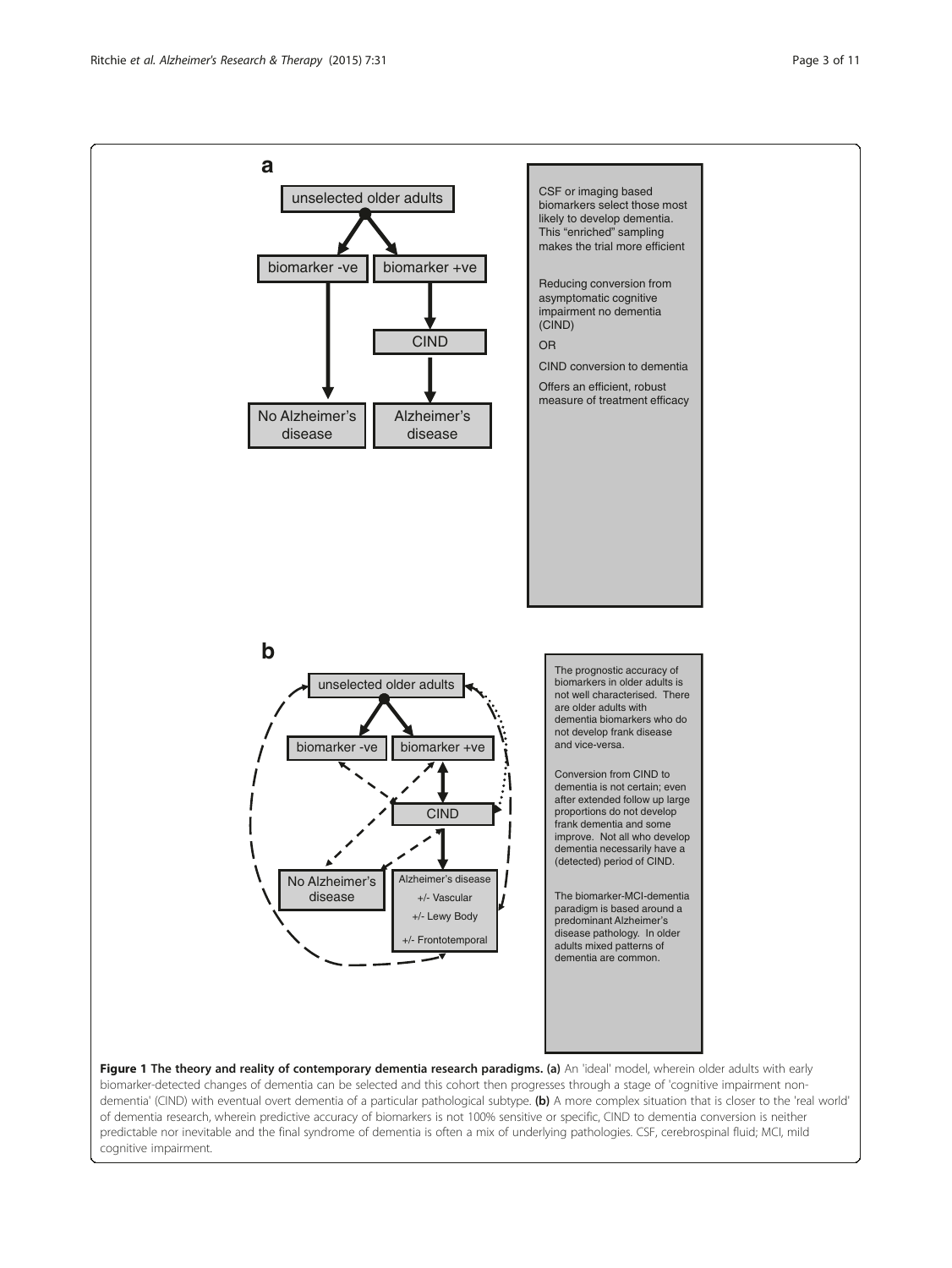**a**

unselected older adults

biomarker -ve | biomarker +ve

CIND

No Alzheimer's disease | Alzheimer's disease

CSF or imaging based biomarkers select those most likely to develop dementia. This "enriched" sampling makes the trial more efficient

Reducing conversion from asymptomatic cognitive impairment no dementia (CIND)

OR

CIND conversion to dementia

Offers an efficient, robust measure of treatment efficacy

**b**

unselected older adults

biomarker -ve | biomarker +ve

CIND

No Alzheimer's disease | Alzheimer's disease +/- Vascular +/- Lewy Body +/- Frontotemporal

The prognostic accuracy of biomarkers in older adults is not well characterised. There are older adults with dementia biomarkers who do not develop frank disease and vice-versa.

Conversion from CIND to dementia is not certain; even after extended follow up large proportions do not develop frank dementia and some improve. Not all who develop dementia necessarily have a (detected) period of CIND.

The biomarker-MCI-dementia paradigm is based around a predominant Alzheimer's disease pathology. In older adults mixed patterns of dementia are common.

**Figure 1 The theory and reality of contemporary dementia research paradigms. (a)** An 'ideal' model, wherein older adults with early biomarker-detected changes of dementia can be selected and this cohort then progresses through a stage of 'cognitive impairment non-dementia' (CIND) with eventual overt dementia of a particular pathological subtype. **(b)** A more complex situation that is closer to the 'real world' of dementia research, wherein predictive accuracy of biomarkers is not 100% sensitive or specific, CIND to dementia conversion is neither predictable nor inevitable and the final syndrome of dementia is often a mix of underlying pathologies. CSF, cerebrospinal fluid; MCI, mild cognitive impairment.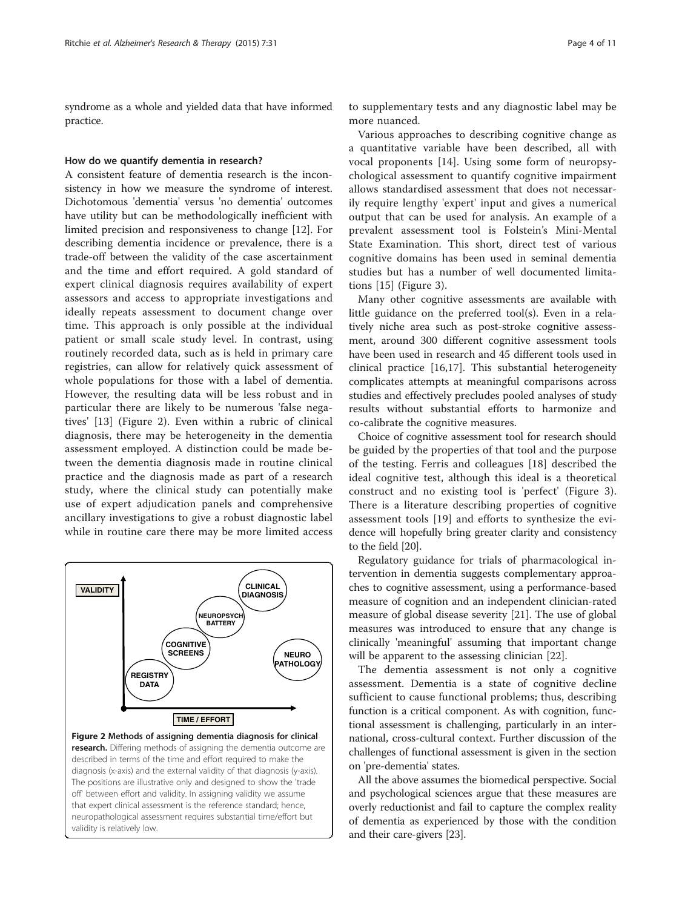syndrome as a whole and yielded data that have informed practice.

#### How do we quantify dementia in research?

A consistent feature of dementia research is the inconsistency in how we measure the syndrome of interest. Dichotomous 'dementia' versus 'no dementia' outcomes have utility but can be methodologically inefficient with limited precision and responsiveness to change [12]. For describing dementia incidence or prevalence, there is a trade-off between the validity of the case ascertainment and the time and effort required. A gold standard of expert clinical diagnosis requires availability of expert assessors and access to appropriate investigations and ideally repeats assessment to document change over time. This approach is only possible at the individual patient or small scale study level. In contrast, using routinely recorded data, such as is held in primary care registries, can allow for relatively quick assessment of whole populations for those with a label of dementia. However, the resulting data will be less robust and in particular there are likely to be numerous 'false negatives' [13] (Figure 2). Even within a rubric of clinical diagnosis, there may be heterogeneity in the dementia assessment employed. A distinction could be made between the dementia diagnosis made in routine clinical practice and the diagnosis made as part of a research study, where the clinical study can potentially make use of expert adjudication panels and comprehensive ancillary investigations to give a robust diagnostic label while in routine care there may be more limited access to supplementary tests and any diagnostic label may be more nuanced.

VALIDITY

CLINICAL DIAGNOSIS

NEUROPSYCH BATTERY

COGNITIVE SCREENS

NEURO PATHOLOGY

REGISTRY DATA

TIME / EFFORT

**Figure 2 Methods of assigning dementia diagnosis for clinical research.** Differing methods of assigning the dementia outcome are described in terms of the time and effort required to make the diagnosis (x-axis) and the external validity of that diagnosis (y-axis). The positions are illustrative only and designed to show the 'trade off' between effort and validity. In assigning validity we assume that expert clinical assessment is the reference standard; hence, neuropathological assessment requires substantial time/effort but validity is relatively low.

Various approaches to describing cognitive change as a quantitative variable have been described, all with vocal proponents [14]. Using some form of neuropsychological assessment to quantify cognitive impairment allows standardised assessment that does not necessarily require lengthy 'expert' input and gives a numerical output that can be used for analysis. An example of a prevalent assessment tool is Folstein's Mini-Mental State Examination. This short, direct test of various cognitive domains has been used in seminal dementia studies but has a number of well documented limitations [15] (Figure 3).

Many other cognitive assessments are available with little guidance on the preferred tool(s). Even in a relatively niche area such as post-stroke cognitive assessment, around 300 different cognitive assessment tools have been used in research and 45 different tools used in clinical practice [16,17]. This substantial heterogeneity complicates attempts at meaningful comparisons across studies and effectively precludes pooled analyses of study results without substantial efforts to harmonize and co-calibrate the cognitive measures.

Choice of cognitive assessment tool for research should be guided by the properties of that tool and the purpose of the testing. Ferris and colleagues [18] described the ideal cognitive test, although this ideal is a theoretical construct and no existing tool is 'perfect' (Figure 3). There is a literature describing properties of cognitive assessment tools [19] and efforts to synthesize the evidence will hopefully bring greater clarity and consistency to the field [20].

Regulatory guidance for trials of pharmacological intervention in dementia suggests complementary approaches to cognitive assessment, using a performance-based measure of cognition and an independent clinician-rated measure of global disease severity [21]. The use of global measures was introduced to ensure that any change is clinically 'meaningful' assuming that important change will be apparent to the assessing clinician [22].

The dementia assessment is not only a cognitive assessment. Dementia is a state of cognitive decline sufficient to cause functional problems; thus, describing function is a critical component. As with cognition, functional assessment is challenging, particularly in an international, cross-cultural context. Further discussion of the challenges of functional assessment is given in the section on 'pre-dementia' states.

All the above assumes the biomedical perspective. Social and psychological sciences argue that these measures are overly reductionist and fail to capture the complex reality of dementia as experienced by those with the condition and their care-givers [23].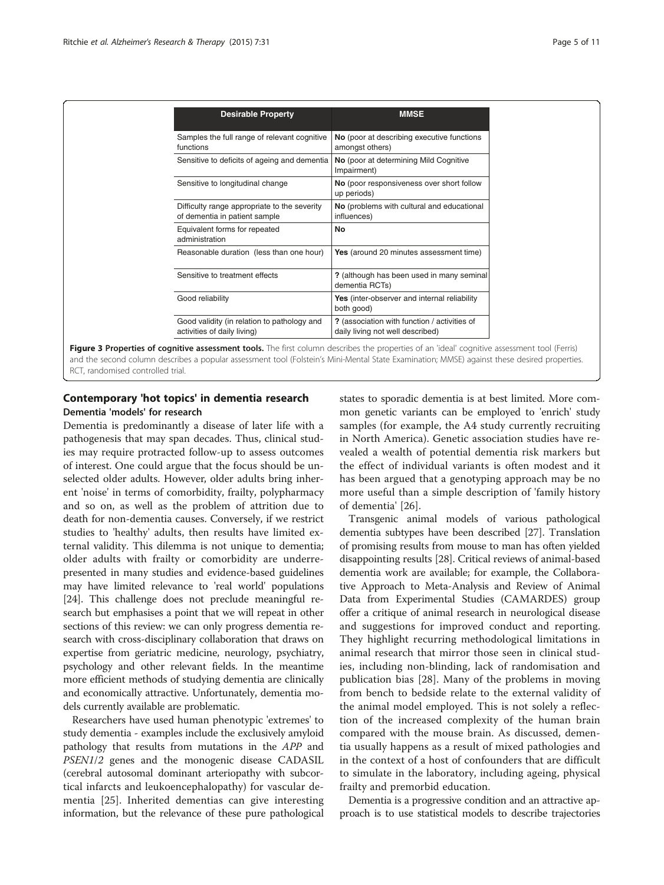| Desirable Property | MMSE |
|---|---|
| Samples the full range of relevant cognitive functions | **No** (poor at describing executive functions amongst others) |
| Sensitive to deficits of ageing and dementia | **No** (poor at determining Mild Cognitive Impairment) |
| Sensitive to longitudinal change | **No** (poor responsiveness over short follow up periods) |
| Difficulty range appropriate to the severity of dementia in patient sample | **No** (problems with cultural and educational influences) |
| Equivalent forms for repeated administration | **No** |
| Reasonable duration (less than one hour) | **Yes** (around 20 minutes assessment time) |
| Sensitive to treatment effects | **?** (although has been used in many seminal dementia RCTs) |
| Good reliability | **Yes** (inter-observer and internal reliability both good) |
| Good validity (in relation to pathology and activities of daily living) | **?** (association with function / activities of daily living not well described) |

**Figure 3 Properties of cognitive assessment tools.** The first column describes the properties of an 'ideal' cognitive assessment tool (Ferris) and the second column describes a popular assessment tool (Folstein's Mini-Mental State Examination; MMSE) against these desired properties. RCT, randomised controlled trial.

## Contemporary 'hot topics' in dementia research

### Dementia 'models' for research

Dementia is predominantly a disease of later life with a pathogenesis that may span decades. Thus, clinical studies may require protracted follow-up to assess outcomes of interest. One could argue that the focus should be unselected older adults. However, older adults bring inherent 'noise' in terms of comorbidity, frailty, polypharmacy and so on, as well as the problem of attrition due to death for non-dementia causes. Conversely, if we restrict studies to 'healthy' adults, then results have limited external validity. This dilemma is not unique to dementia; older adults with frailty or comorbidity are underrepresented in many studies and evidence-based guidelines may have limited relevance to 'real world' populations [24]. This challenge does not preclude meaningful research but emphasises a point that we will repeat in other sections of this review: we can only progress dementia research with cross-disciplinary collaboration that draws on expertise from geriatric medicine, neurology, psychiatry, psychology and other relevant fields. In the meantime more efficient methods of studying dementia are clinically and economically attractive. Unfortunately, dementia models currently available are problematic.

Researchers have used human phenotypic 'extremes' to study dementia - examples include the exclusively amyloid pathology that results from mutations in the *APP* and *PSEN1/2* genes and the monogenic disease CADASIL (cerebral autosomal dominant arteriopathy with subcortical infarcts and leukoencephalopathy) for vascular dementia [25]. Inherited dementias can give interesting information, but the relevance of these pure pathological states to sporadic dementia is at best limited. More common genetic variants can be employed to 'enrich' study samples (for example, the A4 study currently recruiting in North America). Genetic association studies have revealed a wealth of potential dementia risk markers but the effect of individual variants is often modest and it has been argued that a genotyping approach may be no more useful than a simple description of 'family history of dementia' [26].

Transgenic animal models of various pathological dementia subtypes have been described [27]. Translation of promising results from mouse to man has often yielded disappointing results [28]. Critical reviews of animal-based dementia work are available; for example, the Collaborative Approach to Meta-Analysis and Review of Animal Data from Experimental Studies (CAMARDES) group offer a critique of animal research in neurological disease and suggestions for improved conduct and reporting. They highlight recurring methodological limitations in animal research that mirror those seen in clinical studies, including non-blinding, lack of randomisation and publication bias [28]. Many of the problems in moving from bench to bedside relate to the external validity of the animal model employed. This is not solely a reflection of the increased complexity of the human brain compared with the mouse brain. As discussed, dementia usually happens as a result of mixed pathologies and in the context of a host of confounders that are difficult to simulate in the laboratory, including ageing, physical frailty and premorbid education.

Dementia is a progressive condition and an attractive approach is to use statistical models to describe trajectories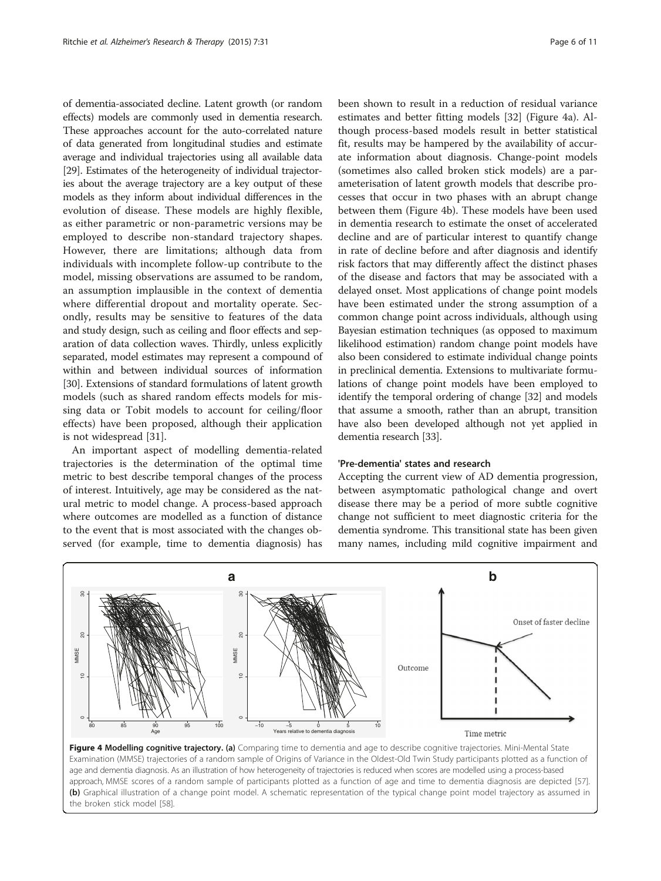of dementia-associated decline. Latent growth (or random effects) models are commonly used in dementia research. These approaches account for the auto-correlated nature of data generated from longitudinal studies and estimate average and individual trajectories using all available data [29]. Estimates of the heterogeneity of individual trajectories about the average trajectory are a key output of these models as they inform about individual differences in the evolution of disease. These models are highly flexible, as either parametric or non-parametric versions may be employed to describe non-standard trajectory shapes. However, there are limitations; although data from individuals with incomplete follow-up contribute to the model, missing observations are assumed to be random, an assumption implausible in the context of dementia where differential dropout and mortality operate. Secondly, results may be sensitive to features of the data and study design, such as ceiling and floor effects and separation of data collection waves. Thirdly, unless explicitly separated, model estimates may represent a compound of within and between individual sources of information [30]. Extensions of standard formulations of latent growth models (such as shared random effects models for missing data or Tobit models to account for ceiling/floor effects) have been proposed, although their application is not widespread [31].

An important aspect of modelling dementia-related trajectories is the determination of the optimal time metric to best describe temporal changes of the process of interest. Intuitively, age may be considered as the natural metric to model change. A process-based approach where outcomes are modelled as a function of distance to the event that is most associated with the changes observed (for example, time to dementia diagnosis) has been shown to result in a reduction of residual variance estimates and better fitting models [32] (Figure 4a). Although process-based models result in better statistical fit, results may be hampered by the availability of accurate information about diagnosis. Change-point models (sometimes also called broken stick models) are a parameterisation of latent growth models that describe processes that occur in two phases with an abrupt change between them (Figure 4b). These models have been used in dementia research to estimate the onset of accelerated decline and are of particular interest to quantify change in rate of decline before and after diagnosis and identify risk factors that may differently affect the distinct phases of the disease and factors that may be associated with a delayed onset. Most applications of change point models have been estimated under the strong assumption of a common change point across individuals, although using Bayesian estimation techniques (as opposed to maximum likelihood estimation) random change point models have also been considered to estimate individual change points in preclinical dementia. Extensions to multivariate formulations of change point models have been employed to identify the temporal ordering of change [32] and models that assume a smooth, rather than an abrupt, transition have also been developed although not yet applied in dementia research [33].

### 'Pre-dementia' states and research

Accepting the current view of AD dementia progression, between asymptomatic pathological change and overt disease there may be a period of more subtle cognitive change not sufficient to meet diagnostic criteria for the dementia syndrome. This transitional state has been given many names, including mild cognitive impairment and

**Figure 4 Modelling cognitive trajectory. (a)** Comparing time to dementia and age to describe cognitive trajectories. Mini-Mental State Examination (MMSE) trajectories of a random sample of Origins of Variance in the Oldest-Old Twin Study participants plotted as a function of age and dementia diagnosis. As an illustration of how heterogeneity of trajectories is reduced when scores are modelled using a process-based approach, MMSE scores of a random sample of participants plotted as a function of age and time to dementia diagnosis are depicted [57]. **(b)** Graphical illustration of a change point model. A schematic representation of the typical change point model trajectory as assumed in the broken stick model [58].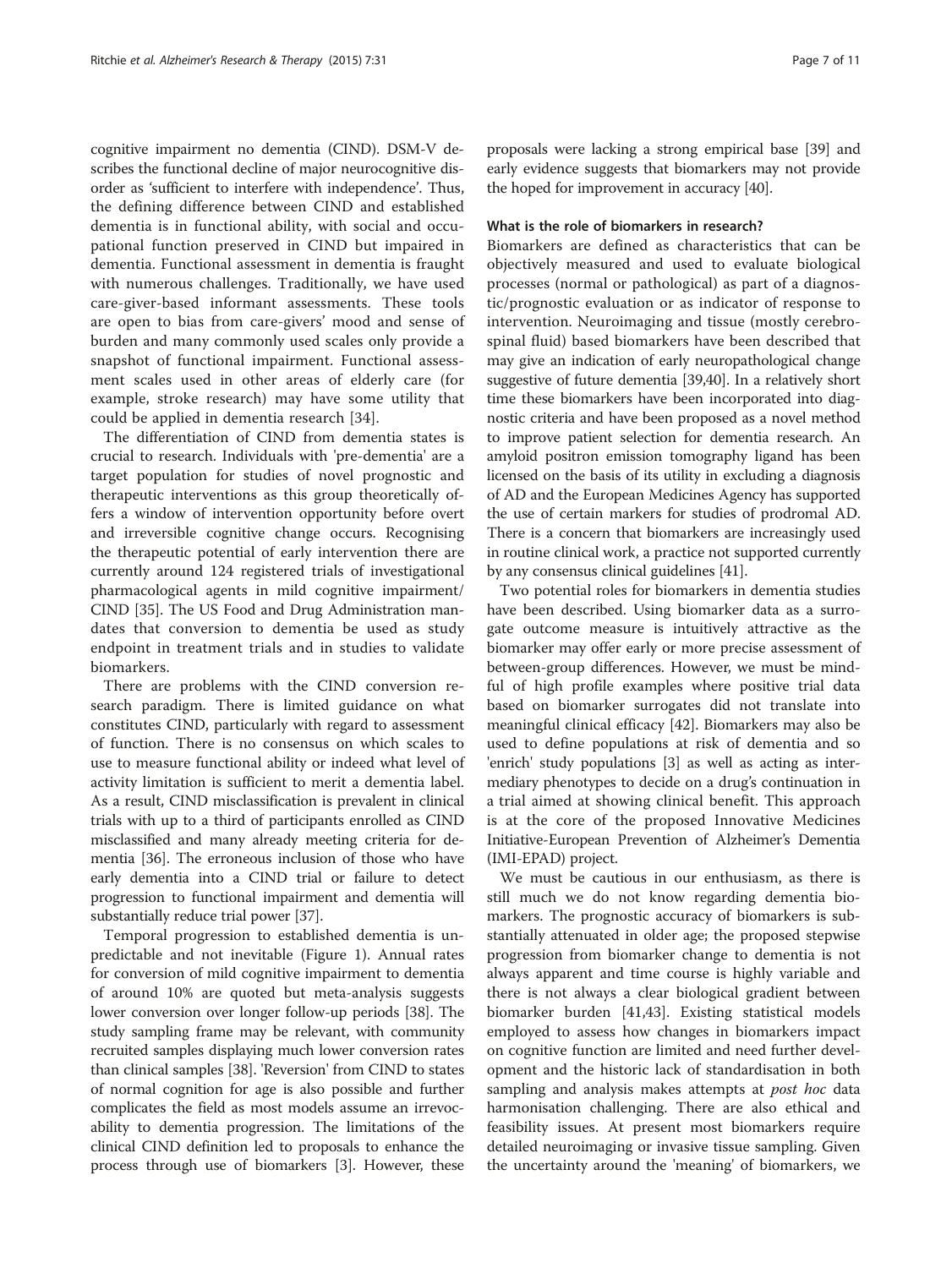cognitive impairment no dementia (CIND). DSM-V describes the functional decline of major neurocognitive disorder as 'sufficient to interfere with independence'. Thus, the defining difference between CIND and established dementia is in functional ability, with social and occupational function preserved in CIND but impaired in dementia. Functional assessment in dementia is fraught with numerous challenges. Traditionally, we have used care-giver-based informant assessments. These tools are open to bias from care-givers' mood and sense of burden and many commonly used scales only provide a snapshot of functional impairment. Functional assessment scales used in other areas of elderly care (for example, stroke research) may have some utility that could be applied in dementia research [34].

The differentiation of CIND from dementia states is crucial to research. Individuals with 'pre-dementia' are a target population for studies of novel prognostic and therapeutic interventions as this group theoretically offers a window of intervention opportunity before overt and irreversible cognitive change occurs. Recognising the therapeutic potential of early intervention there are currently around 124 registered trials of investigational pharmacological agents in mild cognitive impairment/CIND [35]. The US Food and Drug Administration mandates that conversion to dementia be used as study endpoint in treatment trials and in studies to validate biomarkers.

There are problems with the CIND conversion research paradigm. There is limited guidance on what constitutes CIND, particularly with regard to assessment of function. There is no consensus on which scales to use to measure functional ability or indeed what level of activity limitation is sufficient to merit a dementia label. As a result, CIND misclassification is prevalent in clinical trials with up to a third of participants enrolled as CIND misclassified and many already meeting criteria for dementia [36]. The erroneous inclusion of those who have early dementia into a CIND trial or failure to detect progression to functional impairment and dementia will substantially reduce trial power [37].

Temporal progression to established dementia is unpredictable and not inevitable (Figure 1). Annual rates for conversion of mild cognitive impairment to dementia of around 10% are quoted but meta-analysis suggests lower conversion over longer follow-up periods [38]. The study sampling frame may be relevant, with community recruited samples displaying much lower conversion rates than clinical samples [38]. 'Reversion' from CIND to states of normal cognition for age is also possible and further complicates the field as most models assume an irrevocability to dementia progression. The limitations of the clinical CIND definition led to proposals to enhance the process through use of biomarkers [3]. However, these proposals were lacking a strong empirical base [39] and early evidence suggests that biomarkers may not provide the hoped for improvement in accuracy [40].

#### What is the role of biomarkers in research?

Biomarkers are defined as characteristics that can be objectively measured and used to evaluate biological processes (normal or pathological) as part of a diagnostic/prognostic evaluation or as indicator of response to intervention. Neuroimaging and tissue (mostly cerebrospinal fluid) based biomarkers have been described that may give an indication of early neuropathological change suggestive of future dementia [39,40]. In a relatively short time these biomarkers have been incorporated into diagnostic criteria and have been proposed as a novel method to improve patient selection for dementia research. An amyloid positron emission tomography ligand has been licensed on the basis of its utility in excluding a diagnosis of AD and the European Medicines Agency has supported the use of certain markers for studies of prodromal AD. There is a concern that biomarkers are increasingly used in routine clinical work, a practice not supported currently by any consensus clinical guidelines [41].

Two potential roles for biomarkers in dementia studies have been described. Using biomarker data as a surrogate outcome measure is intuitively attractive as the biomarker may offer early or more precise assessment of between-group differences. However, we must be mindful of high profile examples where positive trial data based on biomarker surrogates did not translate into meaningful clinical efficacy [42]. Biomarkers may also be used to define populations at risk of dementia and so 'enrich' study populations [3] as well as acting as intermediary phenotypes to decide on a drug's continuation in a trial aimed at showing clinical benefit. This approach is at the core of the proposed Innovative Medicines Initiative-European Prevention of Alzheimer's Dementia (IMI-EPAD) project.

We must be cautious in our enthusiasm, as there is still much we do not know regarding dementia biomarkers. The prognostic accuracy of biomarkers is substantially attenuated in older age; the proposed stepwise progression from biomarker change to dementia is not always apparent and time course is highly variable and there is not always a clear biological gradient between biomarker burden [41,43]. Existing statistical models employed to assess how changes in biomarkers impact on cognitive function are limited and need further development and the historic lack of standardisation in both sampling and analysis makes attempts at *post hoc* data harmonisation challenging. There are also ethical and feasibility issues. At present most biomarkers require detailed neuroimaging or invasive tissue sampling. Given the uncertainty around the 'meaning' of biomarkers, we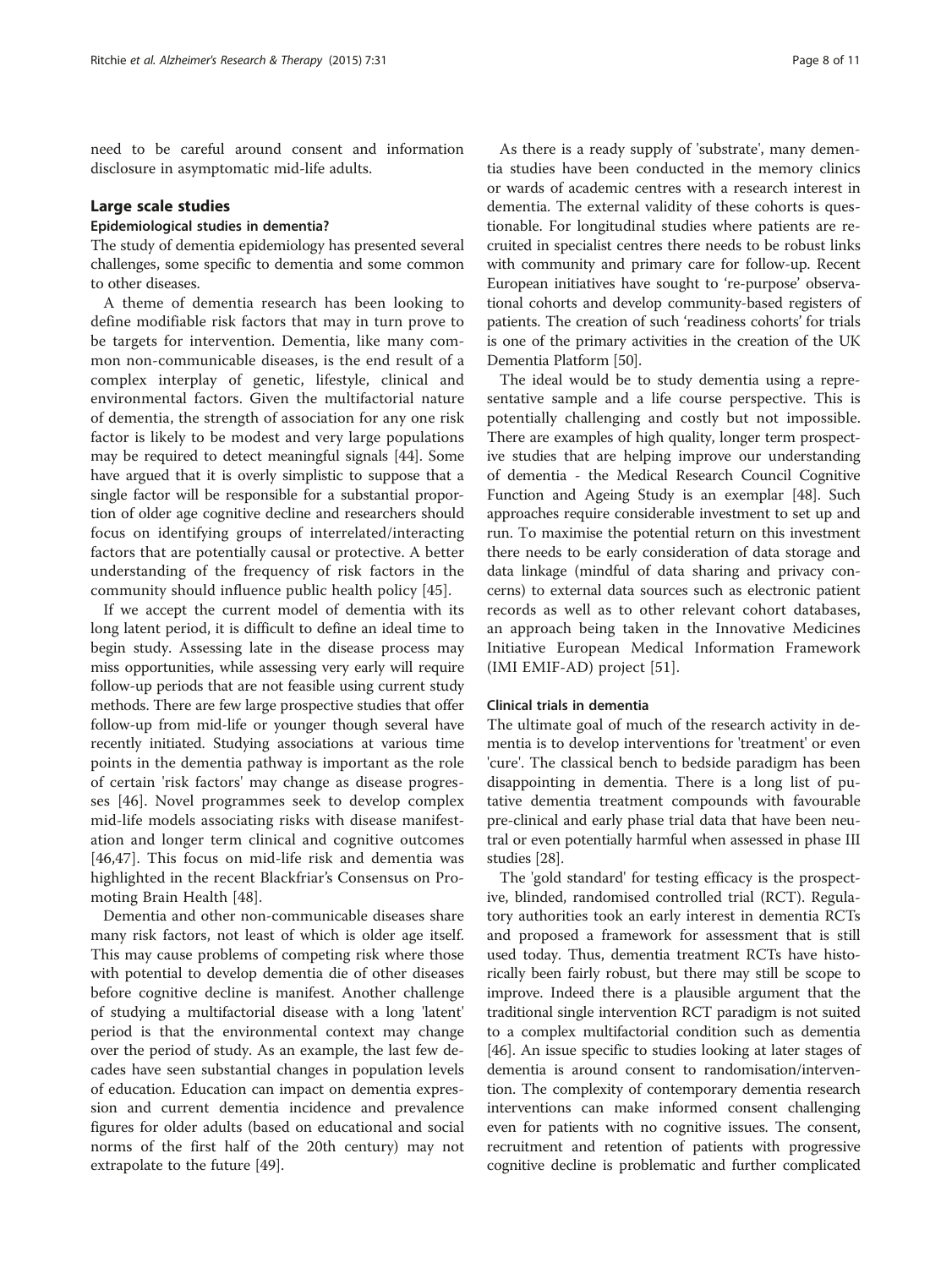need to be careful around consent and information disclosure in asymptomatic mid-life adults.

## Large scale studies

### Epidemiological studies in dementia?

The study of dementia epidemiology has presented several challenges, some specific to dementia and some common to other diseases.

A theme of dementia research has been looking to define modifiable risk factors that may in turn prove to be targets for intervention. Dementia, like many common non-communicable diseases, is the end result of a complex interplay of genetic, lifestyle, clinical and environmental factors. Given the multifactorial nature of dementia, the strength of association for any one risk factor is likely to be modest and very large populations may be required to detect meaningful signals [44]. Some have argued that it is overly simplistic to suppose that a single factor will be responsible for a substantial proportion of older age cognitive decline and researchers should focus on identifying groups of interrelated/interacting factors that are potentially causal or protective. A better understanding of the frequency of risk factors in the community should influence public health policy [45].

If we accept the current model of dementia with its long latent period, it is difficult to define an ideal time to begin study. Assessing late in the disease process may miss opportunities, while assessing very early will require follow-up periods that are not feasible using current study methods. There are few large prospective studies that offer follow-up from mid-life or younger though several have recently initiated. Studying associations at various time points in the dementia pathway is important as the role of certain 'risk factors' may change as disease progresses [46]. Novel programmes seek to develop complex mid-life models associating risks with disease manifestation and longer term clinical and cognitive outcomes [46,47]. This focus on mid-life risk and dementia was highlighted in the recent Blackfriar's Consensus on Promoting Brain Health [48].

Dementia and other non-communicable diseases share many risk factors, not least of which is older age itself. This may cause problems of competing risk where those with potential to develop dementia die of other diseases before cognitive decline is manifest. Another challenge of studying a multifactorial disease with a long 'latent' period is that the environmental context may change over the period of study. As an example, the last few decades have seen substantial changes in population levels of education. Education can impact on dementia expression and current dementia incidence and prevalence figures for older adults (based on educational and social norms of the first half of the 20th century) may not extrapolate to the future [49].

As there is a ready supply of 'substrate', many dementia studies have been conducted in the memory clinics or wards of academic centres with a research interest in dementia. The external validity of these cohorts is questionable. For longitudinal studies where patients are recruited in specialist centres there needs to be robust links with community and primary care for follow-up. Recent European initiatives have sought to 're-purpose' observational cohorts and develop community-based registers of patients. The creation of such 'readiness cohorts' for trials is one of the primary activities in the creation of the UK Dementia Platform [50].

The ideal would be to study dementia using a representative sample and a life course perspective. This is potentially challenging and costly but not impossible. There are examples of high quality, longer term prospective studies that are helping improve our understanding of dementia - the Medical Research Council Cognitive Function and Ageing Study is an exemplar [48]. Such approaches require considerable investment to set up and run. To maximise the potential return on this investment there needs to be early consideration of data storage and data linkage (mindful of data sharing and privacy concerns) to external data sources such as electronic patient records as well as to other relevant cohort databases, an approach being taken in the Innovative Medicines Initiative European Medical Information Framework (IMI EMIF-AD) project [51].

### Clinical trials in dementia

The ultimate goal of much of the research activity in dementia is to develop interventions for 'treatment' or even 'cure'. The classical bench to bedside paradigm has been disappointing in dementia. There is a long list of putative dementia treatment compounds with favourable pre-clinical and early phase trial data that have been neutral or even potentially harmful when assessed in phase III studies [28].

The 'gold standard' for testing efficacy is the prospective, blinded, randomised controlled trial (RCT). Regulatory authorities took an early interest in dementia RCTs and proposed a framework for assessment that is still used today. Thus, dementia treatment RCTs have historically been fairly robust, but there may still be scope to improve. Indeed there is a plausible argument that the traditional single intervention RCT paradigm is not suited to a complex multifactorial condition such as dementia [46]. An issue specific to studies looking at later stages of dementia is around consent to randomisation/intervention. The complexity of contemporary dementia research interventions can make informed consent challenging even for patients with no cognitive issues. The consent, recruitment and retention of patients with progressive cognitive decline is problematic and further complicated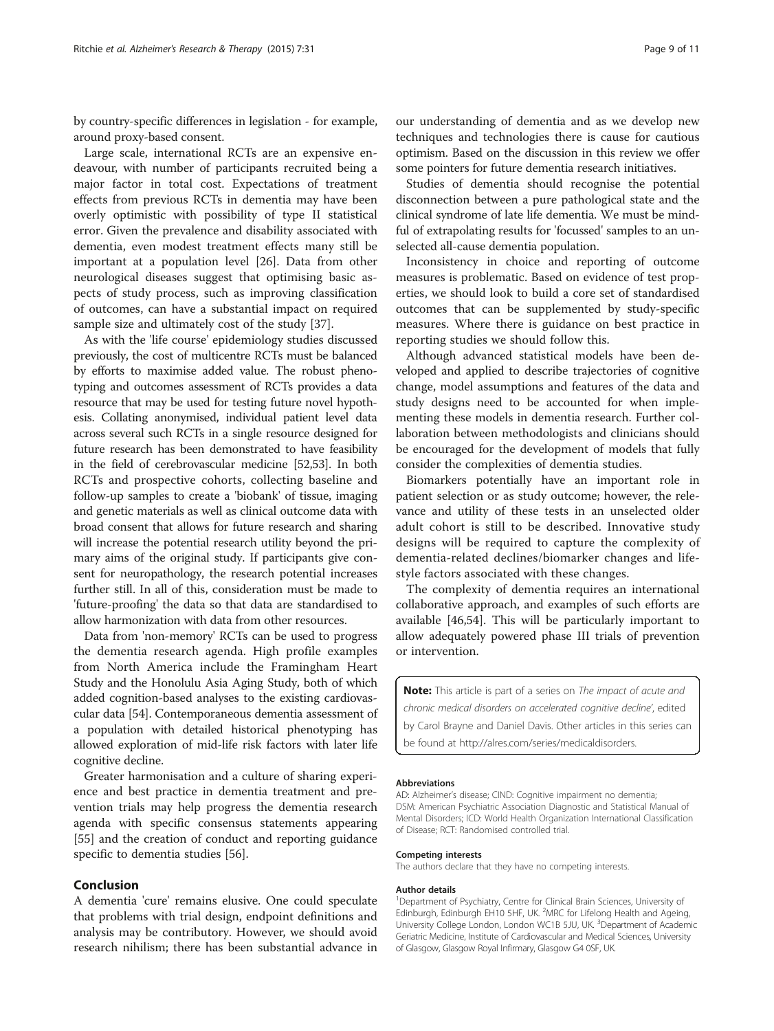by country-specific differences in legislation - for example, around proxy-based consent.

Large scale, international RCTs are an expensive endeavour, with number of participants recruited being a major factor in total cost. Expectations of treatment effects from previous RCTs in dementia may have been overly optimistic with possibility of type II statistical error. Given the prevalence and disability associated with dementia, even modest treatment effects many still be important at a population level [26]. Data from other neurological diseases suggest that optimising basic aspects of study process, such as improving classification of outcomes, can have a substantial impact on required sample size and ultimately cost of the study [37].

As with the 'life course' epidemiology studies discussed previously, the cost of multicentre RCTs must be balanced by efforts to maximise added value. The robust phenotyping and outcomes assessment of RCTs provides a data resource that may be used for testing future novel hypothesis. Collating anonymised, individual patient level data across several such RCTs in a single resource designed for future research has been demonstrated to have feasibility in the field of cerebrovascular medicine [52,53]. In both RCTs and prospective cohorts, collecting baseline and follow-up samples to create a 'biobank' of tissue, imaging and genetic materials as well as clinical outcome data with broad consent that allows for future research and sharing will increase the potential research utility beyond the primary aims of the original study. If participants give consent for neuropathology, the research potential increases further still. In all of this, consideration must be made to 'future-proofing' the data so that data are standardised to allow harmonization with data from other resources.

Data from 'non-memory' RCTs can be used to progress the dementia research agenda. High profile examples from North America include the Framingham Heart Study and the Honolulu Asia Aging Study, both of which added cognition-based analyses to the existing cardiovascular data [54]. Contemporaneous dementia assessment of a population with detailed historical phenotyping has allowed exploration of mid-life risk factors with later life cognitive decline.

Greater harmonisation and a culture of sharing experience and best practice in dementia treatment and prevention trials may help progress the dementia research agenda with specific consensus statements appearing [55] and the creation of conduct and reporting guidance specific to dementia studies [56].

## Conclusion

A dementia 'cure' remains elusive. One could speculate that problems with trial design, endpoint definitions and analysis may be contributory. However, we should avoid research nihilism; there has been substantial advance in our understanding of dementia and as we develop new techniques and technologies there is cause for cautious optimism. Based on the discussion in this review we offer some pointers for future dementia research initiatives.

Studies of dementia should recognise the potential disconnection between a pure pathological state and the clinical syndrome of late life dementia. We must be mindful of extrapolating results for 'focussed' samples to an unselected all-cause dementia population.

Inconsistency in choice and reporting of outcome measures is problematic. Based on evidence of test properties, we should look to build a core set of standardised outcomes that can be supplemented by study-specific measures. Where there is guidance on best practice in reporting studies we should follow this.

Although advanced statistical models have been developed and applied to describe trajectories of cognitive change, model assumptions and features of the data and study designs need to be accounted for when implementing these models in dementia research. Further collaboration between methodologists and clinicians should be encouraged for the development of models that fully consider the complexities of dementia studies.

Biomarkers potentially have an important role in patient selection or as study outcome; however, the relevance and utility of these tests in an unselected older adult cohort is still to be described. Innovative study designs will be required to capture the complexity of dementia-related declines/biomarker changes and lifestyle factors associated with these changes.

The complexity of dementia requires an international collaborative approach, and examples of such efforts are available [46,54]. This will be particularly important to allow adequately powered phase III trials of prevention or intervention.

**Note:** This article is part of a series on *The impact of acute and chronic medical disorders on accelerated cognitive decline'*, edited by Carol Brayne and Daniel Davis. Other articles in this series can be found at http://alres.com/series/medicaldisorders.

#### Abbreviations

AD: Alzheimer's disease; CIND: Cognitive impairment no dementia; DSM: American Psychiatric Association Diagnostic and Statistical Manual of Mental Disorders; ICD: World Health Organization International Classification of Disease; RCT: Randomised controlled trial.

#### Competing interests

The authors declare that they have no competing interests.

#### Author details

[1]Department of Psychiatry, Centre for Clinical Brain Sciences, University of Edinburgh, Edinburgh EH10 5HF, UK. [2]MRC for Lifelong Health and Ageing, University College London, London WC1B 5JU, UK. [3]Department of Academic Geriatric Medicine, Institute of Cardiovascular and Medical Sciences, University of Glasgow, Glasgow Royal Infirmary, Glasgow G4 0SF, UK.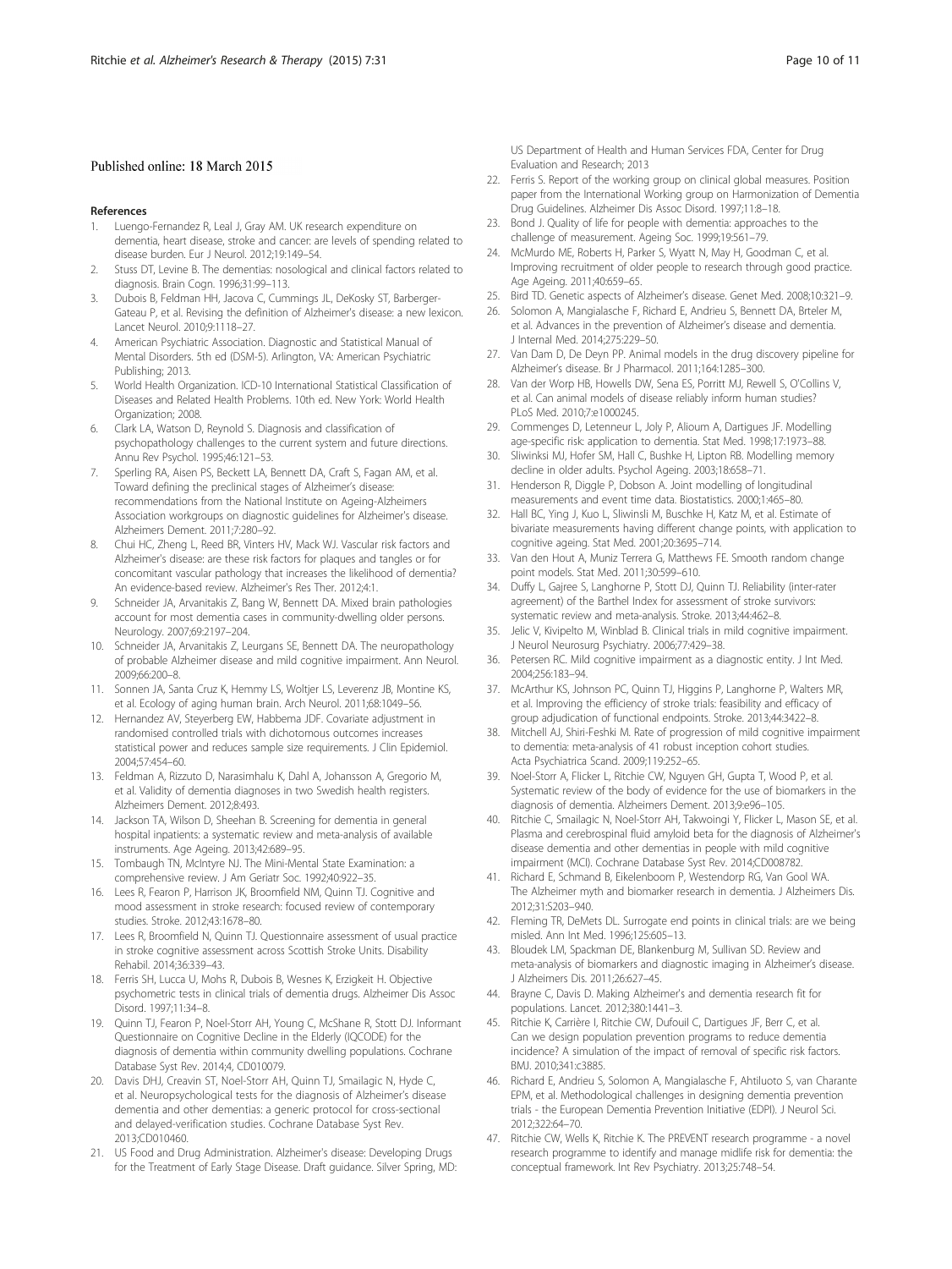Published online: 18 March 2015

## References

1. Luengo-Fernandez R, Leal J, Gray AM. UK research expenditure on dementia, heart disease, stroke and cancer: are levels of spending related to disease burden. Eur J Neurol. 2012;19:149–54.
2. Stuss DT, Levine B. The dementias: nosological and clinical factors related to diagnosis. Brain Cogn. 1996;31:99–113.
3. Dubois B, Feldman HH, Jacova C, Cummings JL, DeKosky ST, Barberger-Gateau P, et al. Revising the definition of Alzheimer's disease: a new lexicon. Lancet Neurol. 2010;9:1118–27.
4. American Psychiatric Association. Diagnostic and Statistical Manual of Mental Disorders. 5th ed (DSM-5). Arlington, VA: American Psychiatric Publishing; 2013.
5. World Health Organization. ICD-10 International Statistical Classification of Diseases and Related Health Problems. 10th ed. New York: World Health Organization; 2008.
6. Clark LA, Watson D, Reynold S. Diagnosis and classification of psychopathology challenges to the current system and future directions. Annu Rev Psychol. 1995;46:121–53.
7. Sperling RA, Aisen PS, Beckett LA, Bennett DA, Craft S, Fagan AM, et al. Toward defining the preclinical stages of Alzheimer's disease: recommendations from the National Institute on Ageing-Alzheimers Association workgroups on diagnostic guidelines for Alzheimer's disease. Alzheimers Dement. 2011;7:280–92.
8. Chui HC, Zheng L, Reed BR, Vinters HV, Mack WJ. Vascular risk factors and Alzheimer's disease: are these risk factors for plaques and tangles or for concomitant vascular pathology that increases the likelihood of dementia? An evidence-based review. Alzheimer's Res Ther. 2012;4:1.
9. Schneider JA, Arvanitakis Z, Bang W, Bennett DA. Mixed brain pathologies account for most dementia cases in community-dwelling older persons. Neurology. 2007;69:2197–204.
10. Schneider JA, Arvanitakis Z, Leurgans SE, Bennett DA. The neuropathology of probable Alzheimer disease and mild cognitive impairment. Ann Neurol. 2009;66:200–8.
11. Sonnen JA, Santa Cruz K, Hemmy LS, Woltjer LS, Leverenz JB, Montine KS, et al. Ecology of aging human brain. Arch Neurol. 2011;68:1049–56.
12. Hernandez AV, Steyerberg EW, Habbema JDF. Covariate adjustment in randomised controlled trials with dichotomous outcomes increases statistical power and reduces sample size requirements. J Clin Epidemiol. 2004;57:454–60.
13. Feldman A, Rizzuto D, Narasimhalu K, Dahl A, Johansson A, Gregorio M, et al. Validity of dementia diagnoses in two Swedish health registers. Alzheimers Dement. 2012;8:493.
14. Jackson TA, Wilson D, Sheehan B. Screening for dementia in general hospital inpatients: a systematic review and meta-analysis of available instruments. Age Ageing. 2013;42:689–95.
15. Tombaugh TN, McIntyre NJ. The Mini-Mental State Examination: a comprehensive review. J Am Geriatr Soc. 1992;40:922–35.
16. Lees R, Fearon P, Harrison JK, Broomfield NM, Quinn TJ. Cognitive and mood assessment in stroke research: focused review of contemporary studies. Stroke. 2012;43:1678–80.
17. Lees R, Broomfield N, Quinn TJ. Questionnaire assessment of usual practice in stroke cognitive assessment across Scottish Stroke Units. Disability Rehabil. 2014;36:339–43.
18. Ferris SH, Lucca U, Mohs R, Dubois B, Wesnes K, Erzigkeit H. Objective psychometric tests in clinical trials of dementia drugs. Alzheimer Dis Assoc Disord. 1997;11:34–8.
19. Quinn TJ, Fearon P, Noel-Storr AH, Young C, McShane R, Stott DJ. Informant Questionnaire on Cognitive Decline in the Elderly (IQCODE) for the diagnosis of dementia within community dwelling populations. Cochrane Database Syst Rev. 2014;4, CD010079.
20. Davis DHJ, Creavin ST, Noel-Storr AH, Quinn TJ, Smailagic N, Hyde C, et al. Neuropsychological tests for the diagnosis of Alzheimer's disease dementia and other dementias: a generic protocol for cross-sectional and delayed-verification studies. Cochrane Database Syst Rev. 2013;CD010460.
21. US Food and Drug Administration. Alzheimer's disease: Developing Drugs for the Treatment of Early Stage Disease. Draft guidance. Silver Spring, MD: US Department of Health and Human Services FDA, Center for Drug Evaluation and Research; 2013
22. Ferris S. Report of the working group on clinical global measures. Position paper from the International Working group on Harmonization of Dementia Drug Guidelines. Alzheimer Dis Assoc Disord. 1997;11:8–18.
23. Bond J. Quality of life for people with dementia: approaches to the challenge of measurement. Ageing Soc. 1999;19:561–79.
24. McMurdo ME, Roberts H, Parker S, Wyatt N, May H, Goodman C, et al. Improving recruitment of older people to research through good practice. Age Ageing. 2011;40:659–65.
25. Bird TD. Genetic aspects of Alzheimer's disease. Genet Med. 2008;10:321–9.
26. Solomon A, Mangialasche F, Richard E, Andrieu S, Bennett DA, Brteler M, et al. Advances in the prevention of Alzheimer's disease and dementia. J Internal Med. 2014;275:229–50.
27. Van Dam D, De Deyn PP. Animal models in the drug discovery pipeline for Alzheimer's disease. Br J Pharmacol. 2011;164:1285–300.
28. Van der Worp HB, Howells DW, Sena ES, Porritt MJ, Rewell S, O'Collins V, et al. Can animal models of disease reliably inform human studies? PLoS Med. 2010;7:e1000245.
29. Commenges D, Letenneur L, Joly P, Alioum A, Dartigues JF. Modelling age-specific risk: application to dementia. Stat Med. 1998;17:1973–88.
30. Sliwinksi MJ, Hofer SM, Hall C, Bushke H, Lipton RB. Modelling memory decline in older adults. Psychol Ageing. 2003;18:658–71.
31. Henderson R, Diggle P, Dobson A. Joint modelling of longitudinal measurements and event time data. Biostatistics. 2000;1:465–80.
32. Hall BC, Ying J, Kuo L, Sliwinsli M, Buschke H, Katz M, et al. Estimate of bivariate measurements having different change points, with application to cognitive ageing. Stat Med. 2001;20:3695–714.
33. Van den Hout A, Muniz Terrera G, Matthews FE. Smooth random change point models. Stat Med. 2011;30:599–610.
34. Duffy L, Gajree S, Langhorne P, Stott DJ, Quinn TJ. Reliability (inter-rater agreement) of the Barthel Index for assessment of stroke survivors: systematic review and meta-analysis. Stroke. 2013;44:462–8.
35. Jelic V, Kivipelto M, Winblad B. Clinical trials in mild cognitive impairment. J Neurol Neurosurg Psychiatry. 2006;77:429–38.
36. Petersen RC. Mild cognitive impairment as a diagnostic entity. J Int Med. 2004;256:183–94.
37. McArthur KS, Johnson PC, Quinn TJ, Higgins P, Langhorne P, Walters MR, et al. Improving the efficiency of stroke trials: feasibility and efficacy of group adjudication of functional endpoints. Stroke. 2013;44:3422–8.
38. Mitchell AJ, Shiri-Feshki M. Rate of progression of mild cognitive impairment to dementia: meta-analysis of 41 robust inception cohort studies. Acta Psychiatrica Scand. 2009;119:252–65.
39. Noel-Storr A, Flicker L, Ritchie CW, Nguyen GH, Gupta T, Wood P, et al. Systematic review of the body of evidence for the use of biomarkers in the diagnosis of dementia. Alzheimers Dement. 2013;9:e96–105.
40. Ritchie C, Smailagic N, Noel-Storr AH, Takwoingi Y, Flicker L, Mason SE, et al. Plasma and cerebrospinal fluid amyloid beta for the diagnosis of Alzheimer's disease dementia and other dementias in people with mild cognitive impairment (MCI). Cochrane Database Syst Rev. 2014;CD008782.
41. Richard E, Schmand B, Eikelenboom P, Westendorp RG, Van Gool WA. The Alzheimer myth and biomarker research in dementia. J Alzheimers Dis. 2012;31:S203–940.
42. Fleming TR, DeMets DL. Surrogate end points in clinical trials: are we being misled. Ann Int Med. 1996;125:605–13.
43. Bloudek LM, Spackman DE, Blankenburg M, Sullivan SD. Review and meta-analysis of biomarkers and diagnostic imaging in Alzheimer's disease. J Alzheimers Dis. 2011;26:627–45.
44. Brayne C, Davis D. Making Alzheimer's and dementia research fit for populations. Lancet. 2012;380:1441–3.
45. Ritchie K, Carrière I, Ritchie CW, Dufouil C, Dartigues JF, Berr C, et al. Can we design population prevention programs to reduce dementia incidence? A simulation of the impact of removal of specific risk factors. BMJ. 2010;341:c3885.
46. Richard E, Andrieu S, Solomon A, Mangialasche F, Ahtiluoto S, van Charante EPM, et al. Methodological challenges in designing dementia prevention trials - the European Dementia Prevention Initiative (EDPI). J Neurol Sci. 2012;322:64–70.
47. Ritchie CW, Wells K, Ritchie K. The PREVENT research programme - a novel research programme to identify and manage midlife risk for dementia: the conceptual framework. Int Rev Psychiatry. 2013;25:748–54.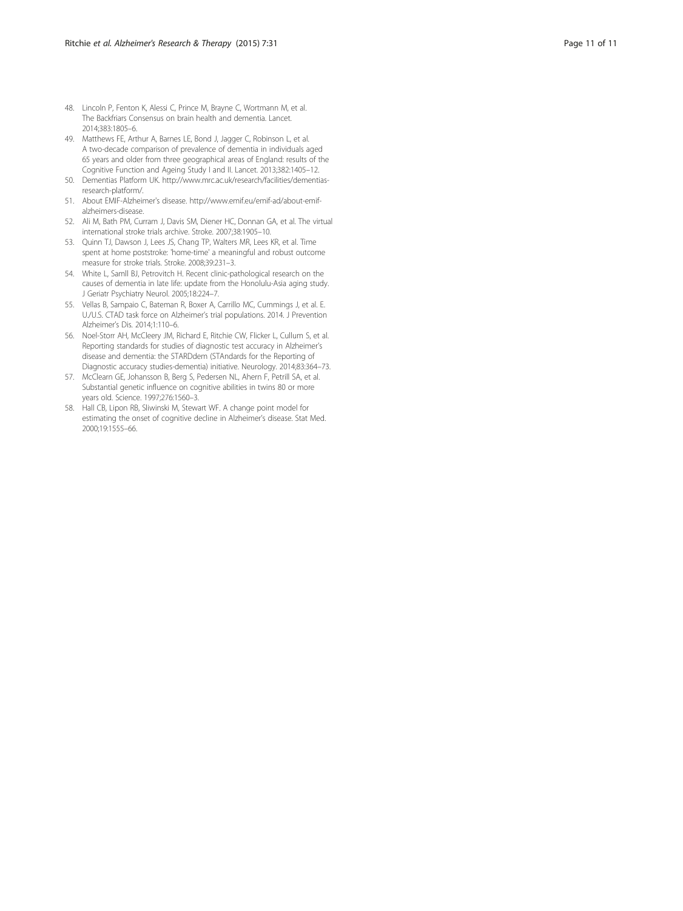48. Lincoln P, Fenton K, Alessi C, Prince M, Brayne C, Wortmann M, et al. The Backfriars Consensus on brain health and dementia. Lancet. 2014;383:1805–6.
49. Matthews FE, Arthur A, Barnes LE, Bond J, Jagger C, Robinson L, et al. A two-decade comparison of prevalence of dementia in individuals aged 65 years and older from three geographical areas of England: results of the Cognitive Function and Ageing Study I and II. Lancet. 2013;382:1405–12.
50. Dementias Platform UK. http://www.mrc.ac.uk/research/facilities/dementias-research-platform/.
51. About EMIF-Alzheimer's disease. http://www.emif.eu/emif-ad/about-emif-alzheimers-disease.
52. Ali M, Bath PM, Curram J, Davis SM, Diener HC, Donnan GA, et al. The virtual international stroke trials archive. Stroke. 2007;38:1905–10.
53. Quinn TJ, Dawson J, Lees JS, Chang TP, Walters MR, Lees KR, et al. Time spent at home poststroke: 'home-time' a meaningful and robust outcome measure for stroke trials. Stroke. 2008;39:231–3.
54. White L, Samll BJ, Petrovitch H. Recent clinic-pathological research on the causes of dementia in late life: update from the Honolulu-Asia aging study. J Geriatr Psychiatry Neurol. 2005;18:224–7.
55. Vellas B, Sampaio C, Bateman R, Boxer A, Carrillo MC, Cummings J, et al. E. U./U.S. CTAD task force on Alzheimer's trial populations. 2014. J Prevention Alzheimer's Dis. 2014;1:110–6.
56. Noel-Storr AH, McCleery JM, Richard E, Ritchie CW, Flicker L, Cullum S, et al. Reporting standards for studies of diagnostic test accuracy in Alzheimer's disease and dementia: the STARDdem (STAndards for the Reporting of Diagnostic accuracy studies-dementia) initiative. Neurology. 2014;83:364–73.
57. McClearn GE, Johansson B, Berg S, Pedersen NL, Ahern F, Petrill SA, et al. Substantial genetic influence on cognitive abilities in twins 80 or more years old. Science. 1997;276:1560–3.
58. Hall CB, Lipon RB, Sliwinski M, Stewart WF. A change point model for estimating the onset of cognitive decline in Alzheimer's disease. Stat Med. 2000;19:1555–66.